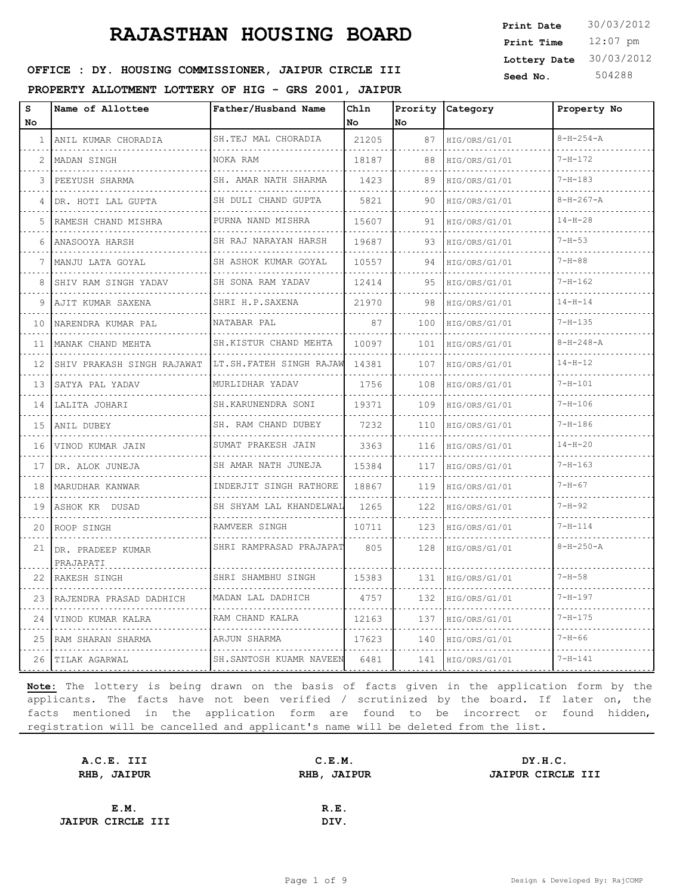# RAJASTHAN HOUSING BOARD

**Print Date** 30/03/2012
**Print Time** 12:07 pm
**Lottery Date** 30/03/2012
**Seed No.** 504288

**OFFICE : DY. HOUSING COMMISSIONER, JAIPUR CIRCLE III**

**PROPERTY ALLOTMENT LOTTERY OF HIG - GRS 2001, JAIPUR**

| S No | Name of Allottee | Father/Husband Name | Chln No | Prority No | Category | Property No |
|---|---|---|---|---|---|---|
| 1 | ANIL KUMAR CHORADIA | SH.TEJ MAL CHORADIA | 21205 | 87 | HIG/ORS/G1/01 | 8-H-254-A |
| 2 | MADAN SINGH | NOKA RAM | 18187 | 88 | HIG/ORS/G1/01 | 7-H-172 |
| 3 | PEEYUSH SHARMA | SH. AMAR NATH SHARMA | 1423 | 89 | HIG/ORS/G1/01 | 7-H-183 |
| 4 | DR. HOTI LAL GUPTA | SH DULI CHAND GUPTA | 5821 | 90 | HIG/ORS/G1/01 | 8-H-267-A |
| 5 | RAMESH CHAND MISHRA | PURNA NAND MISHRA | 15607 | 91 | HIG/ORS/G1/01 | 14-H-28 |
| 6 | ANASOOYA HARSH | SH RAJ NARAYAN HARSH | 19687 | 93 | HIG/ORS/G1/01 | 7-H-53 |
| 7 | MANJU LATA GOYAL | SH ASHOK KUMAR GOYAL | 10557 | 94 | HIG/ORS/G1/01 | 7-H-88 |
| 8 | SHIV RAM SINGH YADAV | SH SONA RAM YADAV | 12414 | 95 | HIG/ORS/G1/01 | 7-H-162 |
| 9 | AJIT KUMAR SAXENA | SHRI H.P.SAXENA | 21970 | 98 | HIG/ORS/G1/01 | 14-H-14 |
| 10 | NARENDRA KUMAR PAL | NATABAR PAL | 87 | 100 | HIG/ORS/G1/01 | 7-H-135 |
| 11 | MANAK CHAND MEHTA | SH.KISTUR CHAND MEHTA | 10097 | 101 | HIG/ORS/G1/01 | 8-H-248-A |
| 12 | SHIV PRAKASH SINGH RAJAWAT | LT.SH.FATEH SINGH RAJAW | 14381 | 107 | HIG/ORS/G1/01 | 14-H-12 |
| 13 | SATYA PAL YADAV | MURLIDHAR YADAV | 1756 | 108 | HIG/ORS/G1/01 | 7-H-101 |
| 14 | LALITA JOHARI | SH.KARUNENDRA SONI | 19371 | 109 | HIG/ORS/G1/01 | 7-H-106 |
| 15 | ANIL DUBEY | SH. RAM CHAND DUBEY | 7232 | 110 | HIG/ORS/G1/01 | 7-H-186 |
| 16 | VINOD KUMAR JAIN | SUMAT PRAKESH JAIN | 3363 | 116 | HIG/ORS/G1/01 | 14-H-20 |
| 17 | DR. ALOK JUNEJA | SH AMAR NATH JUNEJA | 15384 | 117 | HIG/ORS/G1/01 | 7-H-163 |
| 18 | MARUDHAR KANWAR | INDERJIT SINGH RATHORE | 18867 | 119 | HIG/ORS/G1/01 | 7-H-67 |
| 19 | ASHOK KR DUSAD | SH SHYAM LAL KHANDELWAL | 1265 | 122 | HIG/ORS/G1/01 | 7-H-92 |
| 20 | ROOP SINGH | RAMVEER SINGH | 10711 | 123 | HIG/ORS/G1/01 | 7-H-114 |
| 21 | DR. PRADEEP KUMAR PRAJAPATI | SHRI RAMPRASAD PRAJAPAT | 805 | 128 | HIG/ORS/G1/01 | 8-H-250-A |
| 22 | RAKESH SINGH | SHRI SHAMBHU SINGH | 15383 | 131 | HIG/ORS/G1/01 | 7-H-58 |
| 23 | RAJENDRA PRASAD DADHICH | MADAN LAL DADHICH | 4757 | 132 | HIG/ORS/G1/01 | 7-H-197 |
| 24 | VINOD KUMAR KALRA | RAM CHAND KALRA | 12163 | 137 | HIG/ORS/G1/01 | 7-H-175 |
| 25 | RAM SHARAN SHARMA | ARJUN SHARMA | 17623 | 140 | HIG/ORS/G1/01 | 7-H-66 |
| 26 | TILAK AGARWAL | SH.SANTOSH KUAMR NAVEEN | 6481 | 141 | HIG/ORS/G1/01 | 7-H-141 |

**Note:** The lottery is being drawn on the basis of facts given in the application form by the applicants. The facts have not been verified / scrutinized by the board. If later on, the facts mentioned in the application form are found to be incorrect or found hidden, registration will be cancelled and applicant's name will be deleted from the list.

| **A.C.E. III** **RHB, JAIPUR** | **C.E.M.** **RHB, JAIPUR** | **DY.H.C.** **JAIPUR CIRCLE III** |
|---|---|---|
| **E.M.** **JAIPUR CIRCLE III** | **R.E.** **DIV.** | |

Design & Developed By: RajCOMP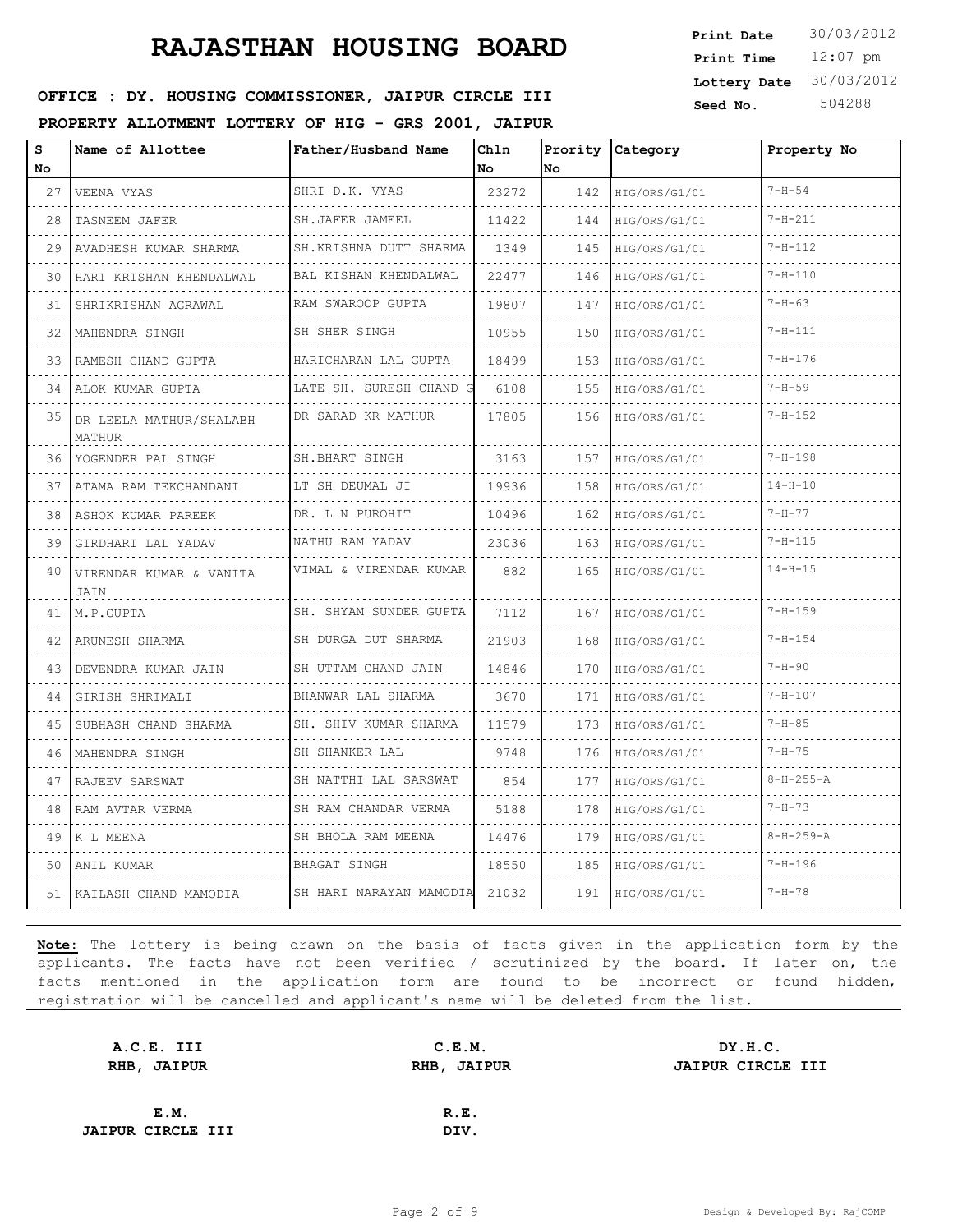# RAJASTHAN HOUSING BOARD

**OFFICE : DY. HOUSING COMMISSIONER, JAIPUR CIRCLE III**

**PROPERTY ALLOTMENT LOTTERY OF HIG - GRS 2001, JAIPUR**

| | |
|---|---|
| **Print Date** | 30/03/2012 |
| **Print Time** | 12:07 pm |
| **Lottery Date** | 30/03/2012 |
| **Seed No.** | 504288 |

| S No | Name of Allottee | Father/Husband Name | Chln No | Prority No | Category | Property No |
|---|---|---|---|---|---|---|
| 27 | VEENA VYAS | SHRI D.K. VYAS | 23272 | 142 | HIG/ORS/G1/01 | 7-H-54 |
| 28 | TASNEEM JAFER | SH.JAFER JAMEEL | 11422 | 144 | HIG/ORS/G1/01 | 7-H-211 |
| 29 | AVADHESH KUMAR SHARMA | SH.KRISHNA DUTT SHARMA | 1349 | 145 | HIG/ORS/G1/01 | 7-H-112 |
| 30 | HARI KRISHAN KHENDALWAL | BAL KISHAN KHENDALWAL | 22477 | 146 | HIG/ORS/G1/01 | 7-H-110 |
| 31 | SHRIKRISHAN AGRAWAL | RAM SWAROOP GUPTA | 19807 | 147 | HIG/ORS/G1/01 | 7-H-63 |
| 32 | MAHENDRA SINGH | SH SHER SINGH | 10955 | 150 | HIG/ORS/G1/01 | 7-H-111 |
| 33 | RAMESH CHAND GUPTA | HARICHARAN LAL GUPTA | 18499 | 153 | HIG/ORS/G1/01 | 7-H-176 |
| 34 | ALOK KUMAR GUPTA | LATE SH. SURESH CHAND G | 6108 | 155 | HIG/ORS/G1/01 | 7-H-59 |
| 35 | DR LEELA MATHUR/SHALABH MATHUR | DR SARAD KR MATHUR | 17805 | 156 | HIG/ORS/G1/01 | 7-H-152 |
| 36 | YOGENDER PAL SINGH | SH.BHART SINGH | 3163 | 157 | HIG/ORS/G1/01 | 7-H-198 |
| 37 | ATAMA RAM TEKCHANDANI | LT SH DEUMAL JI | 19936 | 158 | HIG/ORS/G1/01 | 14-H-10 |
| 38 | ASHOK KUMAR PAREEK | DR. L N PUROHIT | 10496 | 162 | HIG/ORS/G1/01 | 7-H-77 |
| 39 | GIRDHARI LAL YADAV | NATHU RAM YADAV | 23036 | 163 | HIG/ORS/G1/01 | 7-H-115 |
| 40 | VIRENDAR KUMAR & VANITA JAIN | VIMAL & VIRENDAR KUMAR | 882 | 165 | HIG/ORS/G1/01 | 14-H-15 |
| 41 | M.P.GUPTA | SH. SHYAM SUNDER GUPTA | 7112 | 167 | HIG/ORS/G1/01 | 7-H-159 |
| 42 | ARUNESH SHARMA | SH DURGA DUT SHARMA | 21903 | 168 | HIG/ORS/G1/01 | 7-H-154 |
| 43 | DEVENDRA KUMAR JAIN | SH UTTAM CHAND JAIN | 14846 | 170 | HIG/ORS/G1/01 | 7-H-90 |
| 44 | GIRISH SHRIMALI | BHANWAR LAL SHARMA | 3670 | 171 | HIG/ORS/G1/01 | 7-H-107 |
| 45 | SUBHASH CHAND SHARMA | SH. SHIV KUMAR SHARMA | 11579 | 173 | HIG/ORS/G1/01 | 7-H-85 |
| 46 | MAHENDRA SINGH | SH SHANKER LAL | 9748 | 176 | HIG/ORS/G1/01 | 7-H-75 |
| 47 | RAJEEV SARSWAT | SH NATTHI LAL SARSWAT | 854 | 177 | HIG/ORS/G1/01 | 8-H-255-A |
| 48 | RAM AVTAR VERMA | SH RAM CHANDAR VERMA | 5188 | 178 | HIG/ORS/G1/01 | 7-H-73 |
| 49 | K L MEENA | SH BHOLA RAM MEENA | 14476 | 179 | HIG/ORS/G1/01 | 8-H-259-A |
| 50 | ANIL KUMAR | BHAGAT SINGH | 18550 | 185 | HIG/ORS/G1/01 | 7-H-196 |
| 51 | KAILASH CHAND MAMODIA | SH HARI NARAYAN MAMODIA | 21032 | 191 | HIG/ORS/G1/01 | 7-H-78 |

**Note:** The lottery is being drawn on the basis of facts given in the application form by the applicants. The facts have not been verified / scrutinized by the board. If later on, the facts mentioned in the application form are found to be incorrect or found hidden, registration will be cancelled and applicant's name will be deleted from the list.

| | | |
|---|---|---|
| **A.C.E. III**<br>**RHB, JAIPUR** | **C.E.M.**<br>**RHB, JAIPUR** | **DY.H.C.**<br>**JAIPUR CIRCLE III** |
| **E.M.**<br>**JAIPUR CIRCLE III** | **R.E.**<br>**DIV.** | |

Design & Developed By: RajCOMP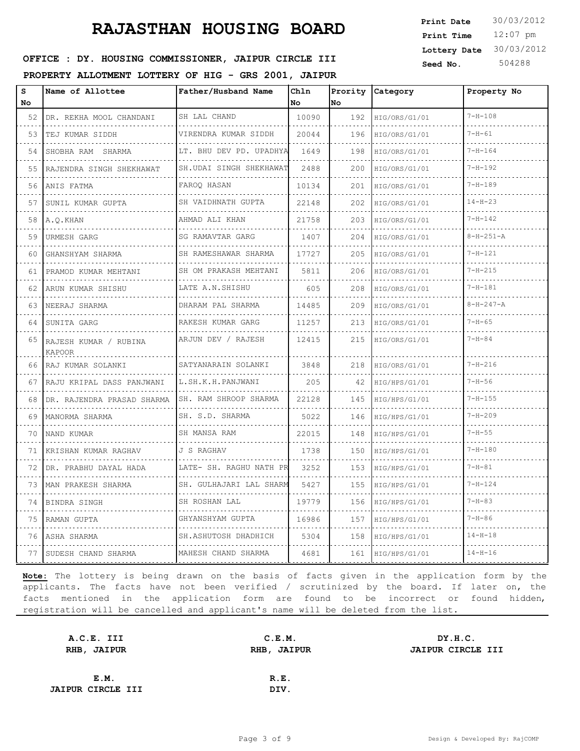# RAJASTHAN HOUSING BOARD

**Print Date** 30/03/2012
**Print Time** 12:07 pm
**Lottery Date** 30/03/2012
**Seed No.** 504288

**OFFICE : DY. HOUSING COMMISSIONER, JAIPUR CIRCLE III**

**PROPERTY ALLOTMENT LOTTERY OF HIG - GRS 2001, JAIPUR**

| S No | Name of Allottee | Father/Husband Name | Chln No | Prority No | Category | Property No |
|---|---|---|---|---|---|---|
| 52 | DR. REKHA MOOL CHANDANI | SH LAL CHAND | 10090 | 192 | HIG/ORS/G1/01 | 7-H-108 |
| 53 | TEJ KUMAR SIDDH | VIRENDRA KUMAR SIDDH | 20044 | 196 | HIG/ORS/G1/01 | 7-H-61 |
| 54 | SHOBHA RAM SHARMA | LT. BHU DEV PD. UPADHYA | 1649 | 198 | HIG/ORS/G1/01 | 7-H-164 |
| 55 | RAJENDRA SINGH SHEKHAWAT | SH.UDAI SINGH SHEKHAWAT | 2488 | 200 | HIG/ORS/G1/01 | 7-H-192 |
| 56 | ANIS FATMA | FAROQ HASAN | 10134 | 201 | HIG/ORS/G1/01 | 7-H-189 |
| 57 | SUNIL KUMAR GUPTA | SH VAIDHNATH GUPTA | 22148 | 202 | HIG/ORS/G1/01 | 14-H-23 |
| 58 | A.Q.KHAN | AHMAD ALI KHAN | 21758 | 203 | HIG/ORS/G1/01 | 7-H-142 |
| 59 | URMESH GARG | SG RAMAVTAR GARG | 1407 | 204 | HIG/ORS/G1/01 | 8-H-251-A |
| 60 | GHANSHYAM SHARMA | SH RAMESHAWAR SHARMA | 17727 | 205 | HIG/ORS/G1/01 | 7-H-121 |
| 61 | PRAMOD KUMAR MEHTANI | SH OM PRAKASH MEHTANI | 5811 | 206 | HIG/ORS/G1/01 | 7-H-215 |
| 62 | ARUN KUMAR SHISHU | LATE A.N.SHISHU | 605 | 208 | HIG/ORS/G1/01 | 7-H-181 |
| 63 | NEERAJ SHARMA | DHARAM PAL SHARMA | 14485 | 209 | HIG/ORS/G1/01 | 8-H-247-A |
| 64 | SUNITA GARG | RAKESH KUMAR GARG | 11257 | 213 | HIG/ORS/G1/01 | 7-H-65 |
| 65 | RAJESH KUMAR / RUBINA KAPOOR | ARJUN DEV / RAJESH | 12415 | 215 | HIG/ORS/G1/01 | 7-H-84 |
| 66 | RAJ KUMAR SOLANKI | SATYANARAIN SOLANKI | 3848 | 218 | HIG/ORS/G1/01 | 7-H-216 |
| 67 | RAJU KRIPAL DASS PANJWANI | L.SH.K.H.PANJWANI | 205 | 42 | HIG/HPS/G1/01 | 7-H-56 |
| 68 | DR. RAJENDRA PRASAD SHARMA | SH. RAM SHROOP SHARMA | 22128 | 145 | HIG/HPS/G1/01 | 7-H-155 |
| 69 | MANORMA SHARMA | SH. S.D. SHARMA | 5022 | 146 | HIG/HPS/G1/01 | 7-H-209 |
| 70 | NAND KUMAR | SH MANSA RAM | 22015 | 148 | HIG/HPS/G1/01 | 7-H-55 |
| 71 | KRISHAN KUMAR RAGHAV | J S RAGHAV | 1738 | 150 | HIG/HPS/G1/01 | 7-H-180 |
| 72 | DR. PRABHU DAYAL HADA | LATE- SH. RAGHU NATH PR | 3252 | 153 | HIG/HPS/G1/01 | 7-H-81 |
| 73 | MAN PRAKESH SHARMA | SH. GULHAJARI LAL SHARM | 5427 | 155 | HIG/HPS/G1/01 | 7-H-124 |
| 74 | BINDRA SINGH | SH ROSHAN LAL | 19779 | 156 | HIG/HPS/G1/01 | 7-H-83 |
| 75 | RAMAN GUPTA | GHYANSHYAM GUPTA | 16986 | 157 | HIG/HPS/G1/01 | 7-H-86 |
| 76 | ASHA SHARMA | SH.ASHUTOSH DHADHICH | 5304 | 158 | HIG/HPS/G1/01 | 14-H-18 |
| 77 | SUDESH CHAND SHARMA | MAHESH CHAND SHARMA | 4681 | 161 | HIG/HPS/G1/01 | 14-H-16 |

**Note:** The lottery is being drawn on the basis of facts given in the application form by the applicants. The facts have not been verified / scrutinized by the board. If later on, the facts mentioned in the application form are found to be incorrect or found hidden, registration will be cancelled and applicant's name will be deleted from the list.

**A.C.E. III**
**RHB, JAIPUR**

**C.E.M.**
**RHB, JAIPUR**

**DY.H.C.**
**JAIPUR CIRCLE III**

**E.M.**
**JAIPUR CIRCLE III**

**R.E.**
**DIV.**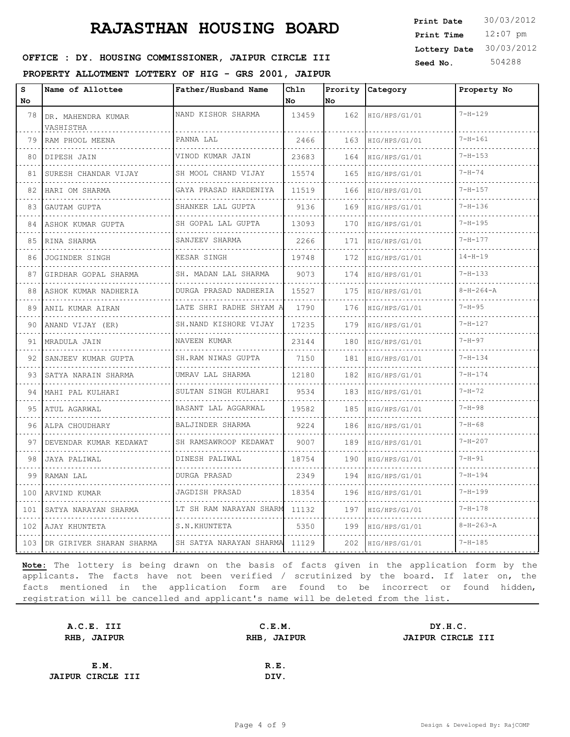# RAJASTHAN HOUSING BOARD

**Print Date** 30/03/2012
**Print Time** 12:07 pm
**Lottery Date** 30/03/2012
**Seed No.** 504288

**OFFICE : DY. HOUSING COMMISSIONER, JAIPUR CIRCLE III**

**PROPERTY ALLOTMENT LOTTERY OF HIG - GRS 2001, JAIPUR**

| S No | Name of Allottee | Father/Husband Name | Chln No | Prority No | Category | Property No |
|---|---|---|---|---|---|---|
| 78 | DR. MAHENDRA KUMAR VASHISTHA | NAND KISHOR SHARMA | 13459 | 162 | HIG/HPS/G1/01 | 7-H-129 |
| 79 | RAM PHOOL MEENA | PANNA LAL | 2466 | 163 | HIG/HPS/G1/01 | 7-H-161 |
| 80 | DIPESH JAIN | VINOD KUMAR JAIN | 23683 | 164 | HIG/HPS/G1/01 | 7-H-153 |
| 81 | SURESH CHANDAR VIJAY | SH MOOL CHAND VIJAY | 15574 | 165 | HIG/HPS/G1/01 | 7-H-74 |
| 82 | HARI OM SHARMA | GAYA PRASAD HARDENIYA | 11519 | 166 | HIG/HPS/G1/01 | 7-H-157 |
| 83 | GAUTAM GUPTA | SHANKER LAL GUPTA | 9136 | 169 | HIG/HPS/G1/01 | 7-H-136 |
| 84 | ASHOK KUMAR GUPTA | SH GOPAL LAL GUPTA | 13093 | 170 | HIG/HPS/G1/01 | 7-H-195 |
| 85 | RINA SHARMA | SANJEEV SHARMA | 2266 | 171 | HIG/HPS/G1/01 | 7-H-177 |
| 86 | JOGINDER SINGH | KESAR SINGH | 19748 | 172 | HIG/HPS/G1/01 | 14-H-19 |
| 87 | GIRDHAR GOPAL SHARMA | SH. MADAN LAL SHARMA | 9073 | 174 | HIG/HPS/G1/01 | 7-H-133 |
| 88 | ASHOK KUMAR NADHERIA | DURGA PRASAD NADHERIA | 15527 | 175 | HIG/HPS/G1/01 | 8-H-264-A |
| 89 | ANIL KUMAR AIRAN | LATE SHRI RADHE SHYAM A | 1790 | 176 | HIG/HPS/G1/01 | 7-H-95 |
| 90 | ANAND VIJAY (ER) | SH.NAND KISHORE VIJAY | 17235 | 179 | HIG/HPS/G1/01 | 7-H-127 |
| 91 | MRADULA JAIN | NAVEEN KUMAR | 23144 | 180 | HIG/HPS/G1/01 | 7-H-97 |
| 92 | SANJEEV KUMAR GUPTA | SH.RAM NIWAS GUPTA | 7150 | 181 | HIG/HPS/G1/01 | 7-H-134 |
| 93 | SATYA NARAIN SHARMA | UMRAV LAL SHARMA | 12180 | 182 | HIG/HPS/G1/01 | 7-H-174 |
| 94 | MAHI PAL KULHARI | SULTAN SINGH KULHARI | 9534 | 183 | HIG/HPS/G1/01 | 7-H-72 |
| 95 | ATUL AGARWAL | BASANT LAL AGGARWAL | 19582 | 185 | HIG/HPS/G1/01 | 7-H-98 |
| 96 | ALPA CHOUDHARY | BALJINDER SHARMA | 9224 | 186 | HIG/HPS/G1/01 | 7-H-68 |
| 97 | DEVENDAR KUMAR KEDAWAT | SH RAMSAWROOP KEDAWAT | 9007 | 189 | HIG/HPS/G1/01 | 7-H-207 |
| 98 | JAYA PALIWAL | DINESH PALIWAL | 18754 | 190 | HIG/HPS/G1/01 | 7-H-91 |
| 99 | RAMAN LAL | DURGA PRASAD | 2349 | 194 | HIG/HPS/G1/01 | 7-H-194 |
| 100 | ARVIND KUMAR | JAGDISH PRASAD | 18354 | 196 | HIG/HPS/G1/01 | 7-H-199 |
| 101 | SATYA NARAYAN SHARMA | LT SH RAM NARAYAN SHARM | 11132 | 197 | HIG/HPS/G1/01 | 7-H-178 |
| 102 | AJAY KHUNTETA | S.N.KHUNTETA | 5350 | 199 | HIG/HPS/G1/01 | 8-H-263-A |
| 103 | DR GIRIVER SHARAN SHARMA | SH SATYA NARAYAN SHARMA | 11129 | 202 | HIG/HPS/G1/01 | 7-H-185 |

**Note:** The lottery is being drawn on the basis of facts given in the application form by the applicants. The facts have not been verified / scrutinized by the board. If later on, the facts mentioned in the application form are found to be incorrect or found hidden, registration will be cancelled and applicant's name will be deleted from the list.

**A.C.E. III**
**RHB, JAIPUR**

**C.E.M.**
**RHB, JAIPUR**

**DY.H.C.**
**JAIPUR CIRCLE III**

**E.M.**
**JAIPUR CIRCLE III**

**R.E.**
**DIV.**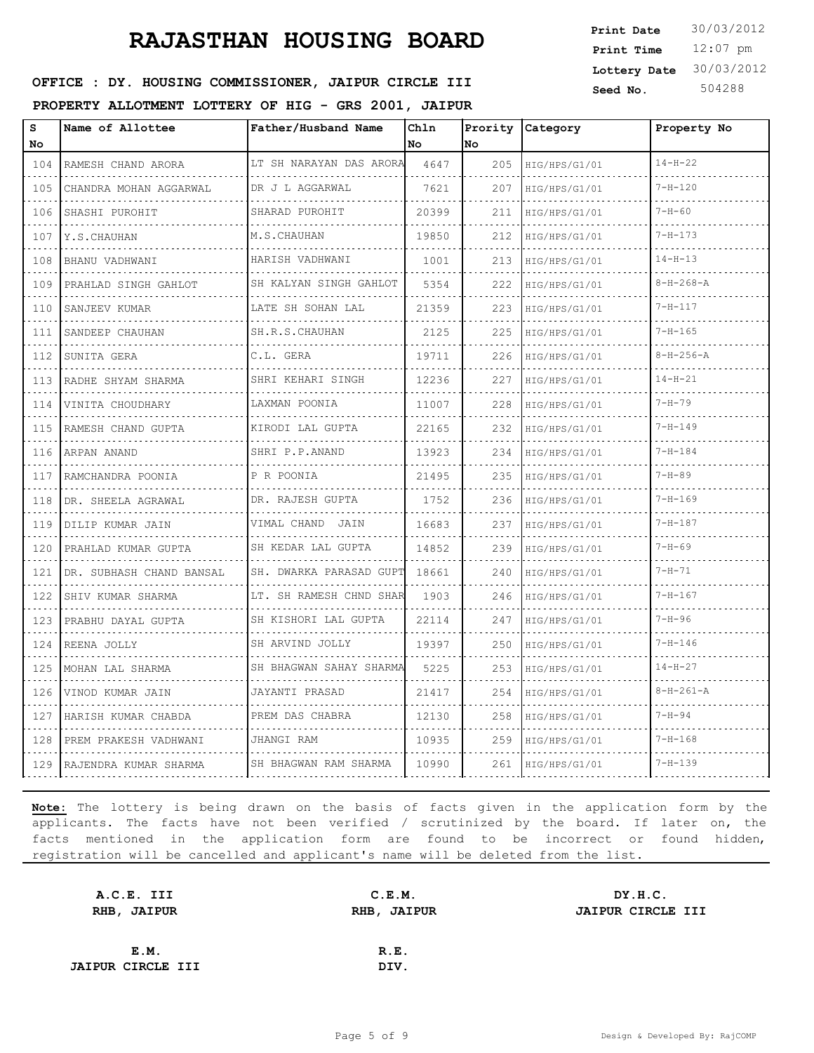# RAJASTHAN HOUSING BOARD

**OFFICE : DY. HOUSING COMMISSIONER, JAIPUR CIRCLE III**

**PROPERTY ALLOTMENT LOTTERY OF HIG - GRS 2001, JAIPUR**

**Print Date** 30/03/2012
**Print Time** 12:07 pm
**Lottery Date** 30/03/2012
**Seed No.** 504288

| S No | Name of Allottee | Father/Husband Name | Chln No | Prority No | Category | Property No |
|---|---|---|---|---|---|---|
| 104 | RAMESH CHAND ARORA | LT SH NARAYAN DAS ARORA | 4647 | 205 | HIG/HPS/G1/01 | 14-H-22 |
| 105 | CHANDRA MOHAN AGGARWAL | DR J L AGGARWAL | 7621 | 207 | HIG/HPS/G1/01 | 7-H-120 |
| 106 | SHASHI PUROHIT | SHARAD PUROHIT | 20399 | 211 | HIG/HPS/G1/01 | 7-H-60 |
| 107 | Y.S.CHAUHAN | M.S.CHAUHAN | 19850 | 212 | HIG/HPS/G1/01 | 7-H-173 |
| 108 | BHANU VADHWANI | HARISH VADHWANI | 1001 | 213 | HIG/HPS/G1/01 | 14-H-13 |
| 109 | PRAHLAD SINGH GAHLOT | SH KALYAN SINGH GAHLOT | 5354 | 222 | HIG/HPS/G1/01 | 8-H-268-A |
| 110 | SANJEEV KUMAR | LATE SH SOHAN LAL | 21359 | 223 | HIG/HPS/G1/01 | 7-H-117 |
| 111 | SANDEEP CHAUHAN | SH.R.S.CHAUHAN | 2125 | 225 | HIG/HPS/G1/01 | 7-H-165 |
| 112 | SUNITA GERA | C.L. GERA | 19711 | 226 | HIG/HPS/G1/01 | 8-H-256-A |
| 113 | RADHE SHYAM SHARMA | SHRI KEHARI SINGH | 12236 | 227 | HIG/HPS/G1/01 | 14-H-21 |
| 114 | VINITA CHOUDHARY | LAXMAN POONIA | 11007 | 228 | HIG/HPS/G1/01 | 7-H-79 |
| 115 | RAMESH CHAND GUPTA | KIRODI LAL GUPTA | 22165 | 232 | HIG/HPS/G1/01 | 7-H-149 |
| 116 | ARPAN ANAND | SHRI P.P.ANAND | 13923 | 234 | HIG/HPS/G1/01 | 7-H-184 |
| 117 | RAMCHANDRA POONIA | P R POONIA | 21495 | 235 | HIG/HPS/G1/01 | 7-H-89 |
| 118 | DR. SHEELA AGRAWAL | DR. RAJESH GUPTA | 1752 | 236 | HIG/HPS/G1/01 | 7-H-169 |
| 119 | DILIP KUMAR JAIN | VIMAL CHAND JAIN | 16683 | 237 | HIG/HPS/G1/01 | 7-H-187 |
| 120 | PRAHLAD KUMAR GUPTA | SH KEDAR LAL GUPTA | 14852 | 239 | HIG/HPS/G1/01 | 7-H-69 |
| 121 | DR. SUBHASH CHAND BANSAL | SH. DWARKA PARASAD GUPT | 18661 | 240 | HIG/HPS/G1/01 | 7-H-71 |
| 122 | SHIV KUMAR SHARMA | LT. SH RAMESH CHND SHAR | 1903 | 246 | HIG/HPS/G1/01 | 7-H-167 |
| 123 | PRABHU DAYAL GUPTA | SH KISHORI LAL GUPTA | 22114 | 247 | HIG/HPS/G1/01 | 7-H-96 |
| 124 | REENA JOLLY | SH ARVIND JOLLY | 19397 | 250 | HIG/HPS/G1/01 | 7-H-146 |
| 125 | MOHAN LAL SHARMA | SH BHAGWAN SAHAY SHARMA | 5225 | 253 | HIG/HPS/G1/01 | 14-H-27 |
| 126 | VINOD KUMAR JAIN | JAYANTI PRASAD | 21417 | 254 | HIG/HPS/G1/01 | 8-H-261-A |
| 127 | HARISH KUMAR CHABDA | PREM DAS CHABRA | 12130 | 258 | HIG/HPS/G1/01 | 7-H-94 |
| 128 | PREM PRAKESH VADHWANI | JHANGI RAM | 10935 | 259 | HIG/HPS/G1/01 | 7-H-168 |
| 129 | RAJENDRA KUMAR SHARMA | SH BHAGWAN RAM SHARMA | 10990 | 261 | HIG/HPS/G1/01 | 7-H-139 |

**Note:** The lottery is being drawn on the basis of facts given in the application form by the applicants. The facts have not been verified / scrutinized by the board. If later on, the facts mentioned in the application form are found to be incorrect or found hidden, registration will be cancelled and applicant's name will be deleted from the list.

**A.C.E. III**
**RHB, JAIPUR**

**C.E.M.**
**RHB, JAIPUR**

**DY.H.C.**
**JAIPUR CIRCLE III**

**E.M.**
**JAIPUR CIRCLE III**

**R.E.**
**DIV.**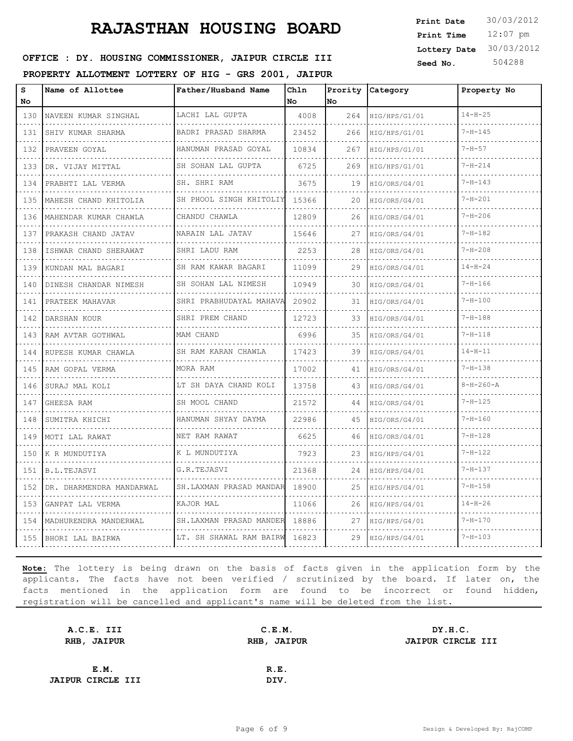# RAJASTHAN HOUSING BOARD

**OFFICE : DY. HOUSING COMMISSIONER, JAIPUR CIRCLE III**

**PROPERTY ALLOTMENT LOTTERY OF HIG - GRS 2001, JAIPUR**

**Print Date** 30/03/2012
**Print Time** 12:07 pm
**Lottery Date** 30/03/2012
**Seed No.** 504288

| S No | Name of Allottee | Father/Husband Name | Chln No | Prority No | Category | Property No |
|---|---|---|---|---|---|---|
| 130 | NAVEEN KUMAR SINGHAL | LACHI LAL GUPTA | 4008 | 264 | HIG/HPS/G1/01 | 14-H-25 |
| 131 | SHIV KUMAR SHARMA | BADRI PRASAD SHARMA | 23452 | 266 | HIG/HPS/G1/01 | 7-H-145 |
| 132 | PRAVEEN GOYAL | HANUMAN PRASAD GOYAL | 10834 | 267 | HIG/HPS/G1/01 | 7-H-57 |
| 133 | DR. VIJAY MITTAL | SH SOHAN LAL GUPTA | 6725 | 269 | HIG/HPS/G1/01 | 7-H-214 |
| 134 | PRABHTI LAL VERMA | SH. SHRI RAM | 3675 | 19 | HIG/ORS/G4/01 | 7-H-143 |
| 135 | MAHESH CHAND KHITOLIA | SH PHOOL SINGH KHITOLIY | 15366 | 20 | HIG/ORS/G4/01 | 7-H-201 |
| 136 | MAHENDAR KUMAR CHAWLA | CHANDU CHAWLA | 12809 | 26 | HIG/ORS/G4/01 | 7-H-206 |
| 137 | PRAKASH CHAND JATAV | NARAIN LAL JATAV | 15646 | 27 | HIG/ORS/G4/01 | 7-H-182 |
| 138 | ISHWAR CHAND SHERAWAT | SHRI LADU RAM | 2253 | 28 | HIG/ORS/G4/01 | 7-H-208 |
| 139 | KUNDAN MAL BAGARI | SH RAM KAWAR BAGARI | 11099 | 29 | HIG/ORS/G4/01 | 14-H-24 |
| 140 | DINESH CHANDAR NIMESH | SH SOHAN LAL NIMESH | 10949 | 30 | HIG/ORS/G4/01 | 7-H-166 |
| 141 | PRATEEK MAHAVAR | SHRI PRABHUDAYAL MAHAVA | 20902 | 31 | HIG/ORS/G4/01 | 7-H-100 |
| 142 | DARSHAN KOUR | SHRI PREM CHAND | 12723 | 33 | HIG/ORS/G4/01 | 7-H-188 |
| 143 | RAM AVTAR GOTHWAL | MAM CHAND | 6996 | 35 | HIG/ORS/G4/01 | 7-H-118 |
| 144 | RUPESH KUMAR CHAWLA | SH RAM KARAN CHAWLA | 17423 | 39 | HIG/ORS/G4/01 | 14-H-11 |
| 145 | RAM GOPAL VERMA | MORA RAM | 17002 | 41 | HIG/ORS/G4/01 | 7-H-138 |
| 146 | SURAJ MAL KOLI | LT SH DAYA CHAND KOLI | 13758 | 43 | HIG/ORS/G4/01 | 8-H-260-A |
| 147 | GHEESA RAM | SH MOOL CHAND | 21572 | 44 | HIG/ORS/G4/01 | 7-H-125 |
| 148 | SUMITRA KHICHI | HANUMAN SHYAY DAYMA | 22986 | 45 | HIG/ORS/G4/01 | 7-H-160 |
| 149 | MOTI LAL RAWAT | NET RAM RAWAT | 6625 | 46 | HIG/ORS/G4/01 | 7-H-128 |
| 150 | K R MUNDUTIYA | K L MUNDUTIYA | 7923 | 23 | HIG/HPS/G4/01 | 7-H-122 |
| 151 | B.L.TEJASVI | G.R.TEJASVI | 21368 | 24 | HIG/HPS/G4/01 | 7-H-137 |
| 152 | DR. DHARMENDRA MANDARWAL | SH.LAXMAN PRASAD MANDAR | 18900 | 25 | HIG/HPS/G4/01 | 7-H-158 |
| 153 | GANPAT LAL VERMA | KAJOR MAL | 11066 | 26 | HIG/HPS/G4/01 | 14-H-26 |
| 154 | MADHURENDRA MANDERWAL | SH.LAXMAN PRASAD MANDER | 18886 | 27 | HIG/HPS/G4/01 | 7-H-170 |
| 155 | BHORI LAL BAIRWA | LT. SH SHAWAL RAM BAIRW | 16823 | 29 | HIG/HPS/G4/01 | 7-H-103 |

**Note:** The lottery is being drawn on the basis of facts given in the application form by the applicants. The facts have not been verified / scrutinized by the board. If later on, the facts mentioned in the application form are found to be incorrect or found hidden, registration will be cancelled and applicant's name will be deleted from the list.

**A.C.E. III**
**RHB, JAIPUR**

**C.E.M.**
**RHB, JAIPUR**

**DY.H.C.**
**JAIPUR CIRCLE III**

**E.M.**
**JAIPUR CIRCLE III**

**R.E.**
**DIV.**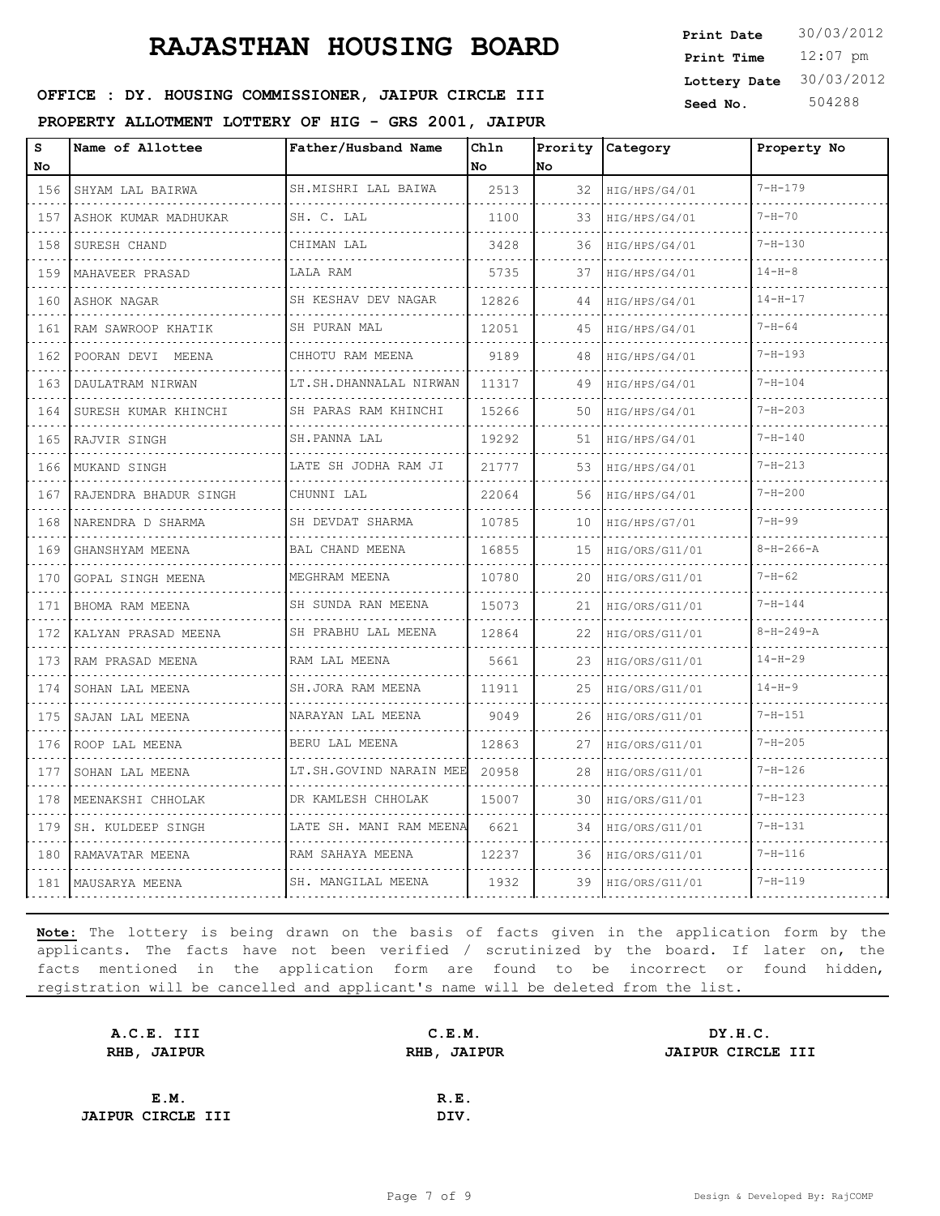# RAJASTHAN HOUSING BOARD

**OFFICE : DY. HOUSING COMMISSIONER, JAIPUR CIRCLE III**

**PROPERTY ALLOTMENT LOTTERY OF HIG - GRS 2001, JAIPUR**

**Print Date** 30/03/2012
**Print Time** 12:07 pm
**Lottery Date** 30/03/2012
**Seed No.** 504288

| S No | Name of Allottee | Father/Husband Name | Chln No | Prority No | Category | Property No |
|---|---|---|---|---|---|---|
| 156 | SHYAM LAL BAIRWA | SH.MISHRI LAL BAIWA | 2513 | 32 | HIG/HPS/G4/01 | 7-H-179 |
| 157 | ASHOK KUMAR MADHUKAR | SH. C. LAL | 1100 | 33 | HIG/HPS/G4/01 | 7-H-70 |
| 158 | SURESH CHAND | CHIMAN LAL | 3428 | 36 | HIG/HPS/G4/01 | 7-H-130 |
| 159 | MAHAVEER PRASAD | LALA RAM | 5735 | 37 | HIG/HPS/G4/01 | 14-H-8 |
| 160 | ASHOK NAGAR | SH KESHAV DEV NAGAR | 12826 | 44 | HIG/HPS/G4/01 | 14-H-17 |
| 161 | RAM SAWROOP KHATIK | SH PURAN MAL | 12051 | 45 | HIG/HPS/G4/01 | 7-H-64 |
| 162 | POORAN DEVI MEENA | CHHOTU RAM MEENA | 9189 | 48 | HIG/HPS/G4/01 | 7-H-193 |
| 163 | DAULATRAM NIRWAN | LT.SH.DHANNALAL NIRWAN | 11317 | 49 | HIG/HPS/G4/01 | 7-H-104 |
| 164 | SURESH KUMAR KHINCHI | SH PARAS RAM KHINCHI | 15266 | 50 | HIG/HPS/G4/01 | 7-H-203 |
| 165 | RAJVIR SINGH | SH.PANNA LAL | 19292 | 51 | HIG/HPS/G4/01 | 7-H-140 |
| 166 | MUKAND SINGH | LATE SH JODHA RAM JI | 21777 | 53 | HIG/HPS/G4/01 | 7-H-213 |
| 167 | RAJENDRA BHADUR SINGH | CHUNNI LAL | 22064 | 56 | HIG/HPS/G4/01 | 7-H-200 |
| 168 | NARENDRA D SHARMA | SH DEVDAT SHARMA | 10785 | 10 | HIG/HPS/G7/01 | 7-H-99 |
| 169 | GHANSHYAM MEENA | BAL CHAND MEENA | 16855 | 15 | HIG/ORS/G11/01 | 8-H-266-A |
| 170 | GOPAL SINGH MEENA | MEGHRAM MEENA | 10780 | 20 | HIG/ORS/G11/01 | 7-H-62 |
| 171 | BHOMA RAM MEENA | SH SUNDA RAN MEENA | 15073 | 21 | HIG/ORS/G11/01 | 7-H-144 |
| 172 | KALYAN PRASAD MEENA | SH PRABHU LAL MEENA | 12864 | 22 | HIG/ORS/G11/01 | 8-H-249-A |
| 173 | RAM PRASAD MEENA | RAM LAL MEENA | 5661 | 23 | HIG/ORS/G11/01 | 14-H-29 |
| 174 | SOHAN LAL MEENA | SH.JORA RAM MEENA | 11911 | 25 | HIG/ORS/G11/01 | 14-H-9 |
| 175 | SAJAN LAL MEENA | NARAYAN LAL MEENA | 9049 | 26 | HIG/ORS/G11/01 | 7-H-151 |
| 176 | ROOP LAL MEENA | BERU LAL MEENA | 12863 | 27 | HIG/ORS/G11/01 | 7-H-205 |
| 177 | SOHAN LAL MEENA | LT.SH.GOVIND NARAIN MEE | 20958 | 28 | HIG/ORS/G11/01 | 7-H-126 |
| 178 | MEENAKSHI CHHOLAK | DR KAMLESH CHHOLAK | 15007 | 30 | HIG/ORS/G11/01 | 7-H-123 |
| 179 | SH. KULDEEP SINGH | LATE SH. MANI RAM MEENA | 6621 | 34 | HIG/ORS/G11/01 | 7-H-131 |
| 180 | RAMAVATAR MEENA | RAM SAHAYA MEENA | 12237 | 36 | HIG/ORS/G11/01 | 7-H-116 |
| 181 | MAUSARYA MEENA | SH. MANGILAL MEENA | 1932 | 39 | HIG/ORS/G11/01 | 7-H-119 |

**Note:** The lottery is being drawn on the basis of facts given in the application form by the applicants. The facts have not been verified / scrutinized by the board. If later on, the facts mentioned in the application form are found to be incorrect or found hidden, registration will be cancelled and applicant's name will be deleted from the list.

**A.C.E. III**
**RHB, JAIPUR**

**C.E.M.**
**RHB, JAIPUR**

**DY.H.C.**
**JAIPUR CIRCLE III**

**E.M.**
**JAIPUR CIRCLE III**

**R.E.**
**DIV.**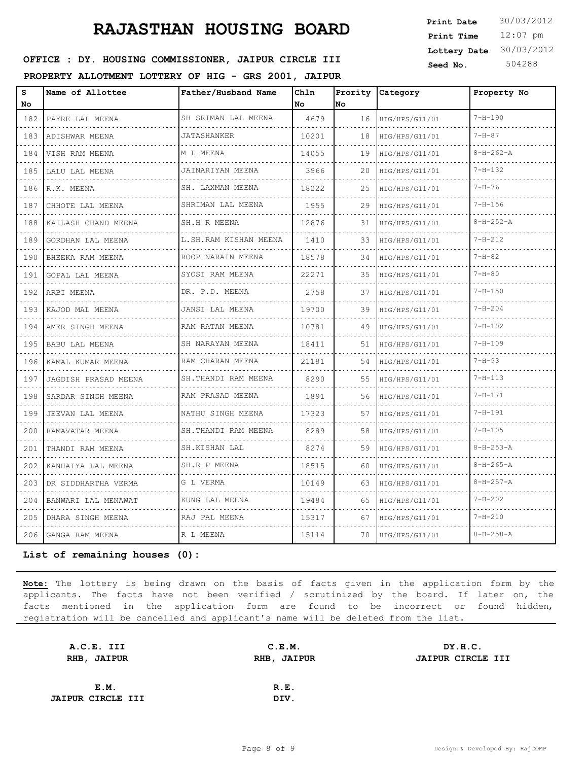# RAJASTHAN HOUSING BOARD

**Print Date** 30/03/2012
**Print Time** 12:07 pm
**Lottery Date** 30/03/2012
**Seed No.** 504288

**OFFICE : DY. HOUSING COMMISSIONER, JAIPUR CIRCLE III**

**PROPERTY ALLOTMENT LOTTERY OF HIG - GRS 2001, JAIPUR**

| S No | Name of Allottee | Father/Husband Name | Chln No | Prority No | Category | Property No |
|---|---|---|---|---|---|---|
| 182 | PAYRE LAL MEENA | SH SRIMAN LAL MEENA | 4679 | 16 | HIG/HPS/G11/01 | 7-H-190 |
| 183 | ADISHWAR MEENA | JATASHANKER | 10201 | 18 | HIG/HPS/G11/01 | 7-H-87 |
| 184 | VISH RAM MEENA | M L MEENA | 14055 | 19 | HIG/HPS/G11/01 | 8-H-262-A |
| 185 | LALU LAL MEENA | JAINARIYAN MEENA | 3966 | 20 | HIG/HPS/G11/01 | 7-H-132 |
| 186 | R.K. MEENA | SH. LAXMAN MEENA | 18222 | 25 | HIG/HPS/G11/01 | 7-H-76 |
| 187 | CHHOTE LAL MEENA | SHRIMAN LAL MEENA | 1955 | 29 | HIG/HPS/G11/01 | 7-H-156 |
| 188 | KAILASH CHAND MEENA | SH.H R MEENA | 12876 | 31 | HIG/HPS/G11/01 | 8-H-252-A |
| 189 | GORDHAN LAL MEENA | L.SH.RAM KISHAN MEENA | 1410 | 33 | HIG/HPS/G11/01 | 7-H-212 |
| 190 | BHEEKA RAM MEENA | ROOP NARAIN MEENA | 18578 | 34 | HIG/HPS/G11/01 | 7-H-82 |
| 191 | GOPAL LAL MEENA | SYOSI RAM MEENA | 22271 | 35 | HIG/HPS/G11/01 | 7-H-80 |
| 192 | ARBI MEENA | DR. P.D. MEENA | 2758 | 37 | HIG/HPS/G11/01 | 7-H-150 |
| 193 | KAJOD MAL MEENA | JANSI LAL MEENA | 19700 | 39 | HIG/HPS/G11/01 | 7-H-204 |
| 194 | AMER SINGH MEENA | RAM RATAN MEENA | 10781 | 49 | HIG/HPS/G11/01 | 7-H-102 |
| 195 | BABU LAL MEENA | SH NARAYAN MEENA | 18411 | 51 | HIG/HPS/G11/01 | 7-H-109 |
| 196 | KAMAL KUMAR MEENA | RAM CHARAN MEENA | 21181 | 54 | HIG/HPS/G11/01 | 7-H-93 |
| 197 | JAGDISH PRASAD MEENA | SH.THANDI RAM MEENA | 8290 | 55 | HIG/HPS/G11/01 | 7-H-113 |
| 198 | SARDAR SINGH MEENA | RAM PRASAD MEENA | 1891 | 56 | HIG/HPS/G11/01 | 7-H-171 |
| 199 | JEEVAN LAL MEENA | NATHU SINGH MEENA | 17323 | 57 | HIG/HPS/G11/01 | 7-H-191 |
| 200 | RAMAVATAR MEENA | SH.THANDI RAM MEENA | 8289 | 58 | HIG/HPS/G11/01 | 7-H-105 |
| 201 | THANDI RAM MEENA | SH.KISHAN LAL | 8274 | 59 | HIG/HPS/G11/01 | 8-H-253-A |
| 202 | KANHAIYA LAL MEENA | SH.R P MEENA | 18515 | 60 | HIG/HPS/G11/01 | 8-H-265-A |
| 203 | DR SIDDHARTHA VERMA | G L VERMA | 10149 | 63 | HIG/HPS/G11/01 | 8-H-257-A |
| 204 | BANWARI LAL MENAWAT | KUNG LAL MEENA | 19484 | 65 | HIG/HPS/G11/01 | 7-H-202 |
| 205 | DHARA SINGH MEENA | RAJ PAL MEENA | 15317 | 67 | HIG/HPS/G11/01 | 7-H-210 |
| 206 | GANGA RAM MEENA | R L MEENA | 15114 | 70 | HIG/HPS/G11/01 | 8-H-258-A |

**List of remaining houses (0):**

**Note:** The lottery is being drawn on the basis of facts given in the application form by the applicants. The facts have not been verified / scrutinized by the board. If later on, the facts mentioned in the application form are found to be incorrect or found hidden, registration will be cancelled and applicant's name will be deleted from the list.

**A.C.E. III**
**RHB, JAIPUR**

**C.E.M.**
**RHB, JAIPUR**

**DY.H.C.**
**JAIPUR CIRCLE III**

**E.M.**
**JAIPUR CIRCLE III**

**R.E.**
**DIV.**

Design & Developed By: RajCOMP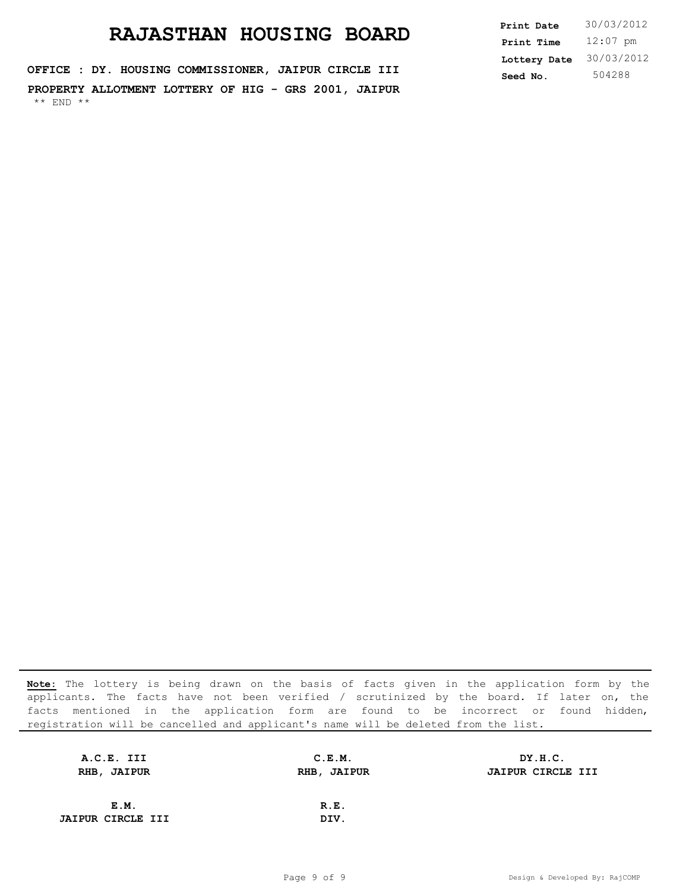# RAJASTHAN HOUSING BOARD

| | |
|---|---|
| **Print Date** | 30/03/2012 |
| **Print Time** | 12:07 pm |
| **Lottery Date** | 30/03/2012 |
| **Seed No.** | 504288 |

**OFFICE : DY. HOUSING COMMISSIONER, JAIPUR CIRCLE III**

**PROPERTY ALLOTMENT LOTTERY OF HIG - GRS 2001, JAIPUR**

** END **

**Note:** The lottery is being drawn on the basis of facts given in the application form by the applicants. The facts have not been verified / scrutinized by the board. If later on, the facts mentioned in the application form are found to be incorrect or found hidden, registration will be cancelled and applicant's name will be deleted from the list.

| | | |
|---|---|---|
| **A.C.E. III**<br>**RHB, JAIPUR** | **C.E.M.**<br>**RHB, JAIPUR** | **DY.H.C.**<br>**JAIPUR CIRCLE III** |
| **E.M.**<br>**JAIPUR CIRCLE III** | **R.E.**<br>**DIV.** | |

Design & Developed By: RajCOMP